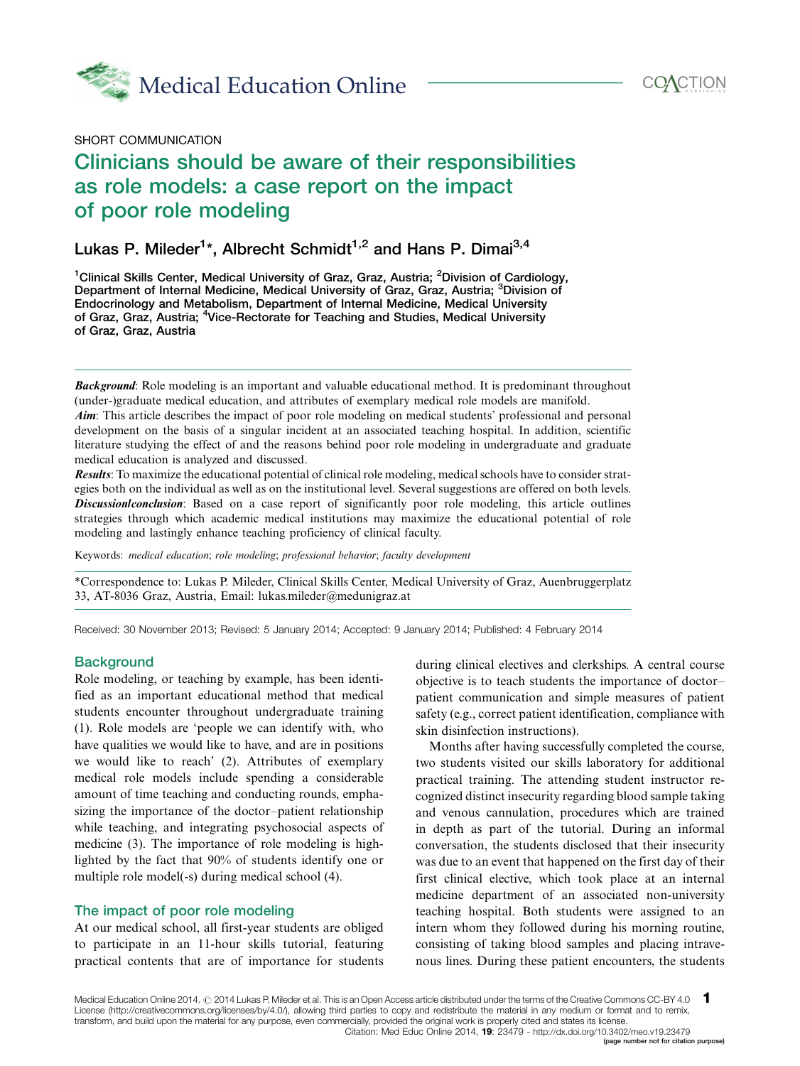SHORT COMMUNICATION

# Clinicians should be aware of their responsibilities as role models: a case report on the impact of poor role modeling

Lukas P. Mileder[1]*, Albrecht Schmidt[1,2] and Hans P. Dimai[3,4]

[1]Clinical Skills Center, Medical University of Graz, Graz, Austria; [2]Division of Cardiology, Department of Internal Medicine, Medical University of Graz, Graz, Austria; [3]Division of Endocrinology and Metabolism, Department of Internal Medicine, Medical University of Graz, Graz, Austria; [4]Vice-Rectorate for Teaching and Studies, Medical University of Graz, Graz, Austria

***Background***: Role modeling is an important and valuable educational method. It is predominant throughout (under-)graduate medical education, and attributes of exemplary medical role models are manifold.

***Aim***: This article describes the impact of poor role modeling on medical students' professional and personal development on the basis of a singular incident at an associated teaching hospital. In addition, scientific literature studying the effect of and the reasons behind poor role modeling in undergraduate and graduate medical education is analyzed and discussed.

***Results***: To maximize the educational potential of clinical role modeling, medical schools have to consider strategies both on the individual as well as on the institutional level. Several suggestions are offered on both levels.

***Discussion/conclusion***: Based on a case report of significantly poor role modeling, this article outlines strategies through which academic medical institutions may maximize the educational potential of role modeling and lastingly enhance teaching proficiency of clinical faculty.

Keywords: *medical education*; *role modeling*; *professional behavior*; *faculty development*

*Correspondence to: Lukas P. Mileder, Clinical Skills Center, Medical University of Graz, Auenbruggerplatz 33, AT-8036 Graz, Austria, Email: lukas.mileder@medunigraz.at

Received: 30 November 2013; Revised: 5 January 2014; Accepted: 9 January 2014; Published: 4 February 2014

## Background

Role modeling, or teaching by example, has been identified as an important educational method that medical students encounter throughout undergraduate training (1). Role models are 'people we can identify with, who have qualities we would like to have, and are in positions we would like to reach' (2). Attributes of exemplary medical role models include spending a considerable amount of time teaching and conducting rounds, emphasizing the importance of the doctor–patient relationship while teaching, and integrating psychosocial aspects of medicine (3). The importance of role modeling is highlighted by the fact that 90% of students identify one or multiple role model(-s) during medical school (4).

## The impact of poor role modeling

At our medical school, all first-year students are obliged to participate in an 11-hour skills tutorial, featuring practical contents that are of importance for students during clinical electives and clerkships. A central course objective is to teach students the importance of doctor–patient communication and simple measures of patient safety (e.g., correct patient identification, compliance with skin disinfection instructions).

Months after having successfully completed the course, two students visited our skills laboratory for additional practical training. The attending student instructor recognized distinct insecurity regarding blood sample taking and venous cannulation, procedures which are trained in depth as part of the tutorial. During an informal conversation, the students disclosed that their insecurity was due to an event that happened on the first day of their first clinical elective, which took place at an internal medicine department of an associated non-university teaching hospital. Both students were assigned to an intern whom they followed during his morning routine, consisting of taking blood samples and placing intravenous lines. During these patient encounters, the students

Medical Education Online 2014. © 2014 Lukas P. Mileder et al. This is an Open Access article distributed under the terms of the Creative Commons CC-BY 4.0 License (http://creativecommons.org/licenses/by/4.0/), allowing third parties to copy and redistribute the material in any medium or format and to remix, transform, and build upon the material for any purpose, even commercially, provided the original work is properly cited and states its license.

Citation: Med Educ Online 2014, 19: 23479 - http://dx.doi.org/10.3402/meo.v19.23479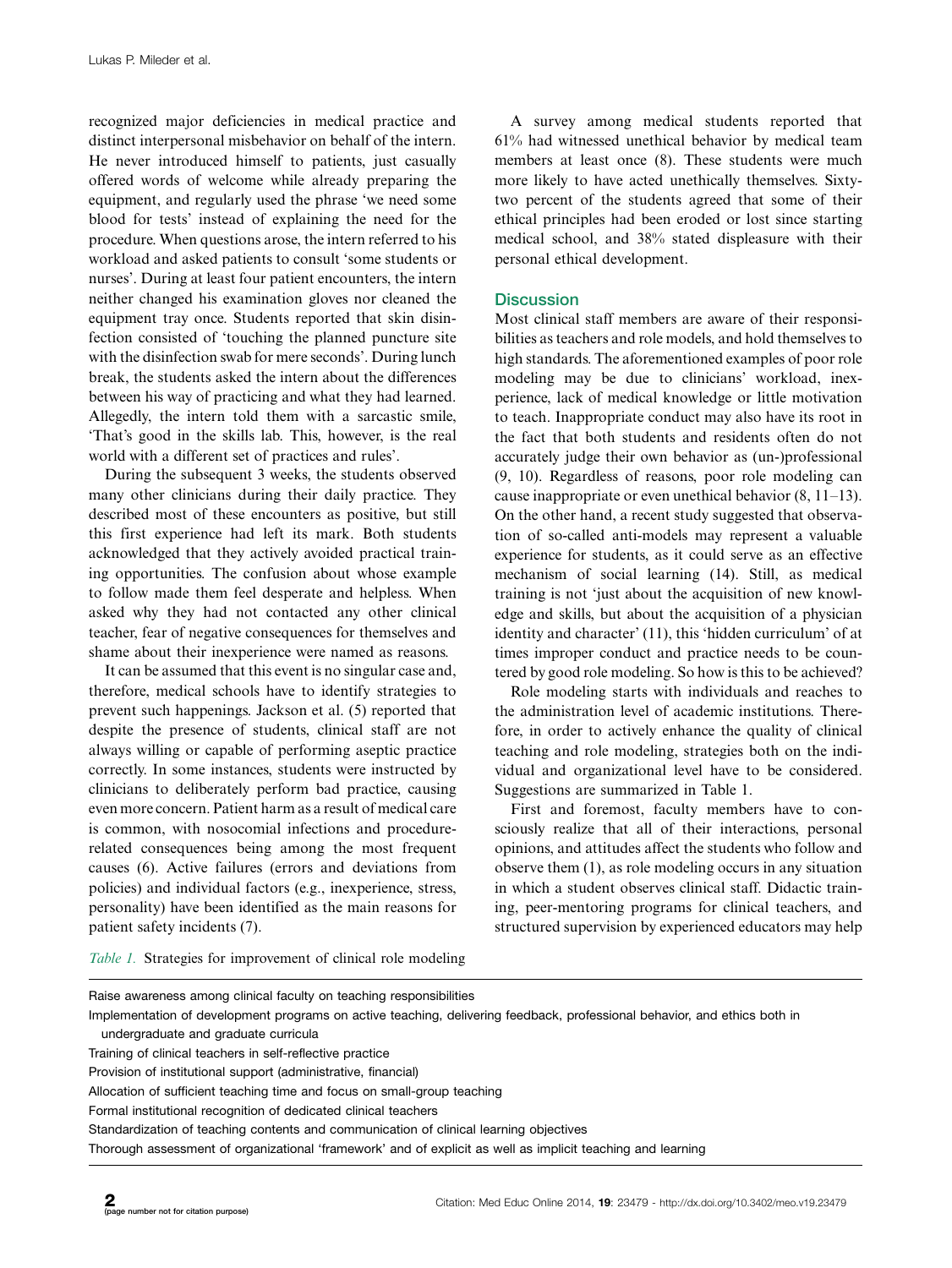recognized major deficiencies in medical practice and distinct interpersonal misbehavior on behalf of the intern. He never introduced himself to patients, just casually offered words of welcome while already preparing the equipment, and regularly used the phrase 'we need some blood for tests' instead of explaining the need for the procedure. When questions arose, the intern referred to his workload and asked patients to consult 'some students or nurses'. During at least four patient encounters, the intern neither changed his examination gloves nor cleaned the equipment tray once. Students reported that skin disinfection consisted of 'touching the planned puncture site with the disinfection swab for mere seconds'. During lunch break, the students asked the intern about the differences between his way of practicing and what they had learned. Allegedly, the intern told them with a sarcastic smile, 'That's good in the skills lab. This, however, is the real world with a different set of practices and rules'.

During the subsequent 3 weeks, the students observed many other clinicians during their daily practice. They described most of these encounters as positive, but still this first experience had left its mark. Both students acknowledged that they actively avoided practical training opportunities. The confusion about whose example to follow made them feel desperate and helpless. When asked why they had not contacted any other clinical teacher, fear of negative consequences for themselves and shame about their inexperience were named as reasons.

It can be assumed that this event is no singular case and, therefore, medical schools have to identify strategies to prevent such happenings. Jackson et al. (5) reported that despite the presence of students, clinical staff are not always willing or capable of performing aseptic practice correctly. In some instances, students were instructed by clinicians to deliberately perform bad practice, causing even more concern. Patient harm as a result of medical care is common, with nosocomial infections and procedure-related consequences being among the most frequent causes (6). Active failures (errors and deviations from policies) and individual factors (e.g., inexperience, stress, personality) have been identified as the main reasons for patient safety incidents (7).

A survey among medical students reported that 61% had witnessed unethical behavior by medical team members at least once (8). These students were much more likely to have acted unethically themselves. Sixty-two percent of the students agreed that some of their ethical principles had been eroded or lost since starting medical school, and 38% stated displeasure with their personal ethical development.

## Discussion

Most clinical staff members are aware of their responsibilities as teachers and role models, and hold themselves to high standards. The aforementioned examples of poor role modeling may be due to clinicians' workload, inexperience, lack of medical knowledge or little motivation to teach. Inappropriate conduct may also have its root in the fact that both students and residents often do not accurately judge their own behavior as (un-)professional (9, 10). Regardless of reasons, poor role modeling can cause inappropriate or even unethical behavior (8, 11–13). On the other hand, a recent study suggested that observation of so-called anti-models may represent a valuable experience for students, as it could serve as an effective mechanism of social learning (14). Still, as medical training is not 'just about the acquisition of new knowledge and skills, but about the acquisition of a physician identity and character' (11), this 'hidden curriculum' of at times improper conduct and practice needs to be countered by good role modeling. So how is this to be achieved?

Role modeling starts with individuals and reaches to the administration level of academic institutions. Therefore, in order to actively enhance the quality of clinical teaching and role modeling, strategies both on the individual and organizational level have to be considered. Suggestions are summarized in Table 1.

First and foremost, faculty members have to consciously realize that all of their interactions, personal opinions, and attitudes affect the students who follow and observe them (1), as role modeling occurs in any situation in which a student observes clinical staff. Didactic training, peer-mentoring programs for clinical teachers, and structured supervision by experienced educators may help

*Table 1.* Strategies for improvement of clinical role modeling

| |
|---|
| Raise awareness among clinical faculty on teaching responsibilities |
| Implementation of development programs on active teaching, delivering feedback, professional behavior, and ethics both in undergraduate and graduate curricula |
| Training of clinical teachers in self-reflective practice |
| Provision of institutional support (administrative, financial) |
| Allocation of sufficient teaching time and focus on small-group teaching |
| Formal institutional recognition of dedicated clinical teachers |
| Standardization of teaching contents and communication of clinical learning objectives |
| Thorough assessment of organizational 'framework' and of explicit as well as implicit teaching and learning |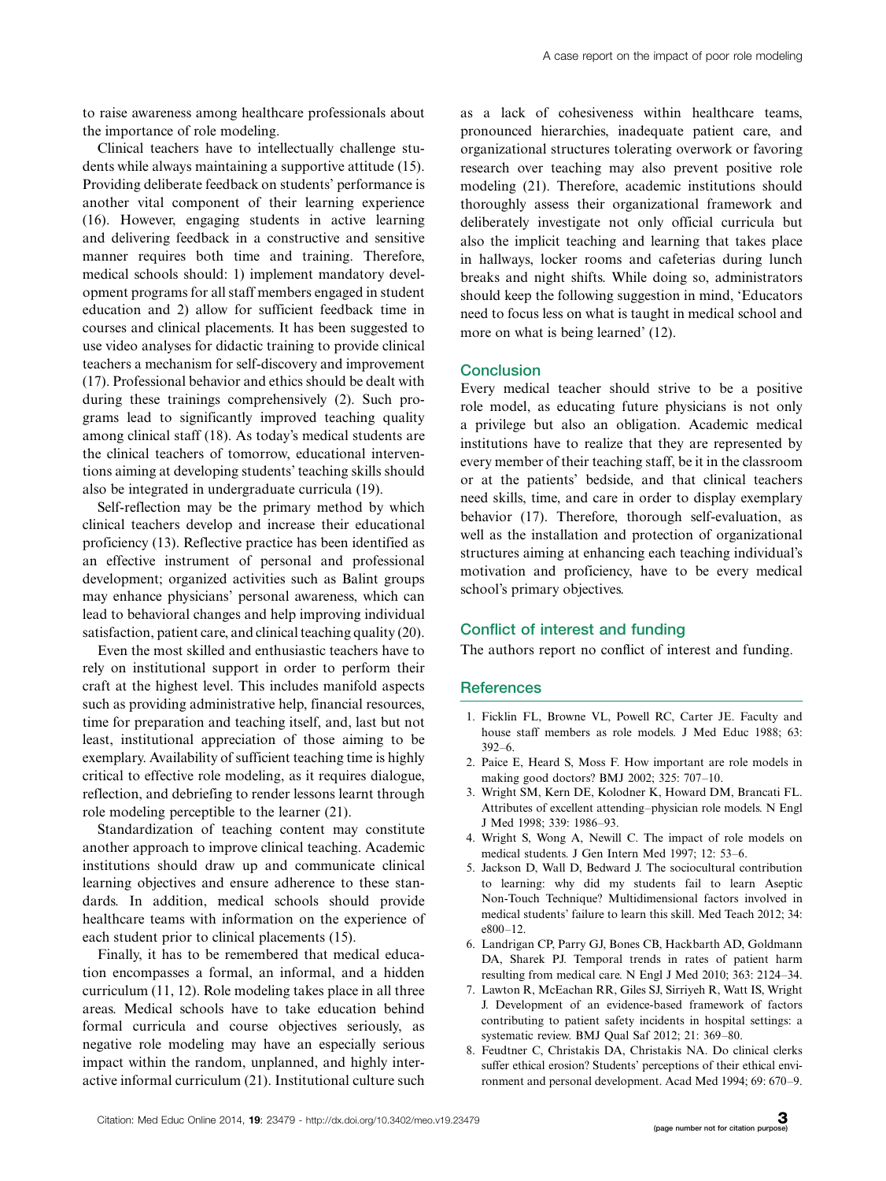to raise awareness among healthcare professionals about the importance of role modeling.

Clinical teachers have to intellectually challenge students while always maintaining a supportive attitude (15). Providing deliberate feedback on students' performance is another vital component of their learning experience (16). However, engaging students in active learning and delivering feedback in a constructive and sensitive manner requires both time and training. Therefore, medical schools should: 1) implement mandatory development programs for all staff members engaged in student education and 2) allow for sufficient feedback time in courses and clinical placements. It has been suggested to use video analyses for didactic training to provide clinical teachers a mechanism for self-discovery and improvement (17). Professional behavior and ethics should be dealt with during these trainings comprehensively (2). Such programs lead to significantly improved teaching quality among clinical staff (18). As today's medical students are the clinical teachers of tomorrow, educational interventions aiming at developing students' teaching skills should also be integrated in undergraduate curricula (19).

Self-reflection may be the primary method by which clinical teachers develop and increase their educational proficiency (13). Reflective practice has been identified as an effective instrument of personal and professional development; organized activities such as Balint groups may enhance physicians' personal awareness, which can lead to behavioral changes and help improving individual satisfaction, patient care, and clinical teaching quality (20).

Even the most skilled and enthusiastic teachers have to rely on institutional support in order to perform their craft at the highest level. This includes manifold aspects such as providing administrative help, financial resources, time for preparation and teaching itself, and, last but not least, institutional appreciation of those aiming to be exemplary. Availability of sufficient teaching time is highly critical to effective role modeling, as it requires dialogue, reflection, and debriefing to render lessons learnt through role modeling perceptible to the learner (21).

Standardization of teaching content may constitute another approach to improve clinical teaching. Academic institutions should draw up and communicate clinical learning objectives and ensure adherence to these standards. In addition, medical schools should provide healthcare teams with information on the experience of each student prior to clinical placements (15).

Finally, it has to be remembered that medical education encompasses a formal, an informal, and a hidden curriculum (11, 12). Role modeling takes place in all three areas. Medical schools have to take education behind formal curricula and course objectives seriously, as negative role modeling may have an especially serious impact within the random, unplanned, and highly interactive informal curriculum (21). Institutional culture such as a lack of cohesiveness within healthcare teams, pronounced hierarchies, inadequate patient care, and organizational structures tolerating overwork or favoring research over teaching may also prevent positive role modeling (21). Therefore, academic institutions should thoroughly assess their organizational framework and deliberately investigate not only official curricula but also the implicit teaching and learning that takes place in hallways, locker rooms and cafeterias during lunch breaks and night shifts. While doing so, administrators should keep the following suggestion in mind, 'Educators need to focus less on what is taught in medical school and more on what is being learned' (12).

## Conclusion

Every medical teacher should strive to be a positive role model, as educating future physicians is not only a privilege but also an obligation. Academic medical institutions have to realize that they are represented by every member of their teaching staff, be it in the classroom or at the patients' bedside, and that clinical teachers need skills, time, and care in order to display exemplary behavior (17). Therefore, thorough self-evaluation, as well as the installation and protection of organizational structures aiming at enhancing each teaching individual's motivation and proficiency, have to be every medical school's primary objectives.

## Conflict of interest and funding

The authors report no conflict of interest and funding.

## References

1. Ficklin FL, Browne VL, Powell RC, Carter JE. Faculty and house staff members as role models. J Med Educ 1988; 63: 392–6.
2. Paice E, Heard S, Moss F. How important are role models in making good doctors? BMJ 2002; 325: 707–10.
3. Wright SM, Kern DE, Kolodner K, Howard DM, Brancati FL. Attributes of excellent attending–physician role models. N Engl J Med 1998; 339: 1986–93.
4. Wright S, Wong A, Newill C. The impact of role models on medical students. J Gen Intern Med 1997; 12: 53–6.
5. Jackson D, Wall D, Bedward J. The sociocultural contribution to learning: why did my students fail to learn Aseptic Non-Touch Technique? Multidimensional factors involved in medical students' failure to learn this skill. Med Teach 2012; 34: e800–12.
6. Landrigan CP, Parry GJ, Bones CB, Hackbarth AD, Goldmann DA, Sharek PJ. Temporal trends in rates of patient harm resulting from medical care. N Engl J Med 2010; 363: 2124–34.
7. Lawton R, McEachan RR, Giles SJ, Sirriyeh R, Watt IS, Wright J. Development of an evidence-based framework of factors contributing to patient safety incidents in hospital settings: a systematic review. BMJ Qual Saf 2012; 21: 369–80.
8. Feudtner C, Christakis DA, Christakis NA. Do clinical clerks suffer ethical erosion? Students' perceptions of their ethical environment and personal development. Acad Med 1994; 69: 670–9.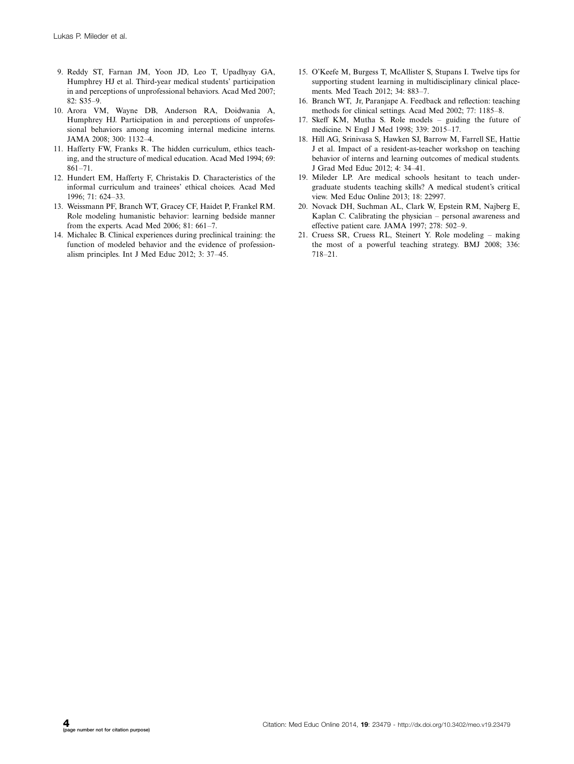9. Reddy ST, Farnan JM, Yoon JD, Leo T, Upadhyay GA, Humphrey HJ et al. Third-year medical students' participation in and perceptions of unprofessional behaviors. Acad Med 2007; 82: S35–9.
10. Arora VM, Wayne DB, Anderson RA, Doidwania A, Humphrey HJ. Participation in and perceptions of unprofessional behaviors among incoming internal medicine interns. JAMA 2008; 300: 1132–4.
11. Hafferty FW, Franks R. The hidden curriculum, ethics teaching, and the structure of medical education. Acad Med 1994; 69: 861–71.
12. Hundert EM, Hafferty F, Christakis D. Characteristics of the informal curriculum and trainees' ethical choices. Acad Med 1996; 71: 624–33.
13. Weissmann PF, Branch WT, Gracey CF, Haidet P, Frankel RM. Role modeling humanistic behavior: learning bedside manner from the experts. Acad Med 2006; 81: 661–7.
14. Michalec B. Clinical experiences during preclinical training: the function of modeled behavior and the evidence of professionalism principles. Int J Med Educ 2012; 3: 37–45.
15. O'Keefe M, Burgess T, McAllister S, Stupans I. Twelve tips for supporting student learning in multidisciplinary clinical placements. Med Teach 2012; 34: 883–7.
16. Branch WT, Jr, Paranjape A. Feedback and reflection: teaching methods for clinical settings. Acad Med 2002; 77: 1185–8.
17. Skeff KM, Mutha S. Role models – guiding the future of medicine. N Engl J Med 1998; 339: 2015–17.
18. Hill AG, Srinivasa S, Hawken SJ, Barrow M, Farrell SE, Hattie J et al. Impact of a resident-as-teacher workshop on teaching behavior of interns and learning outcomes of medical students. J Grad Med Educ 2012; 4: 34–41.
19. Mileder LP. Are medical schools hesitant to teach undergraduate students teaching skills? A medical student's critical view. Med Educ Online 2013; 18: 22997.
20. Novack DH, Suchman AL, Clark W, Epstein RM, Najberg E, Kaplan C. Calibrating the physician – personal awareness and effective patient care. JAMA 1997; 278: 502–9.
21. Cruess SR, Cruess RL, Steinert Y. Role modeling – making the most of a powerful teaching strategy. BMJ 2008; 336: 718–21.